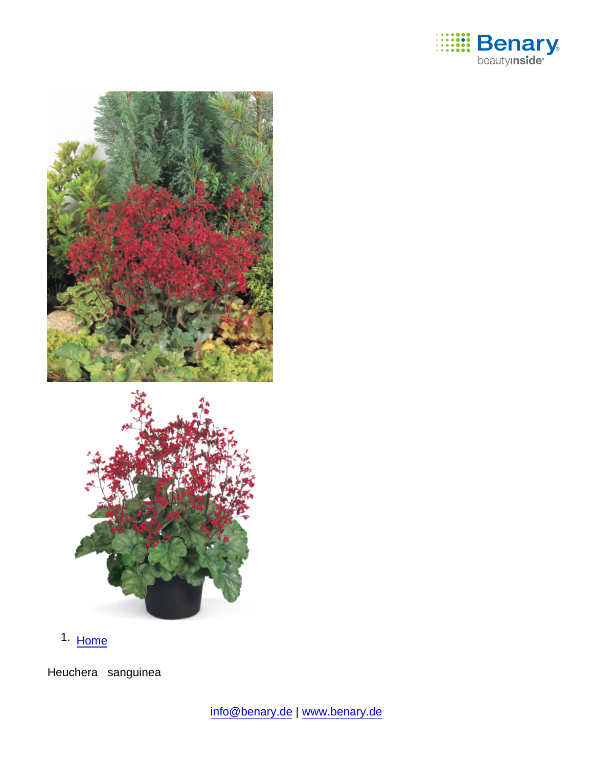1. [Home](#)

Heuchera sanguinea

info@benary.de | www.benary.de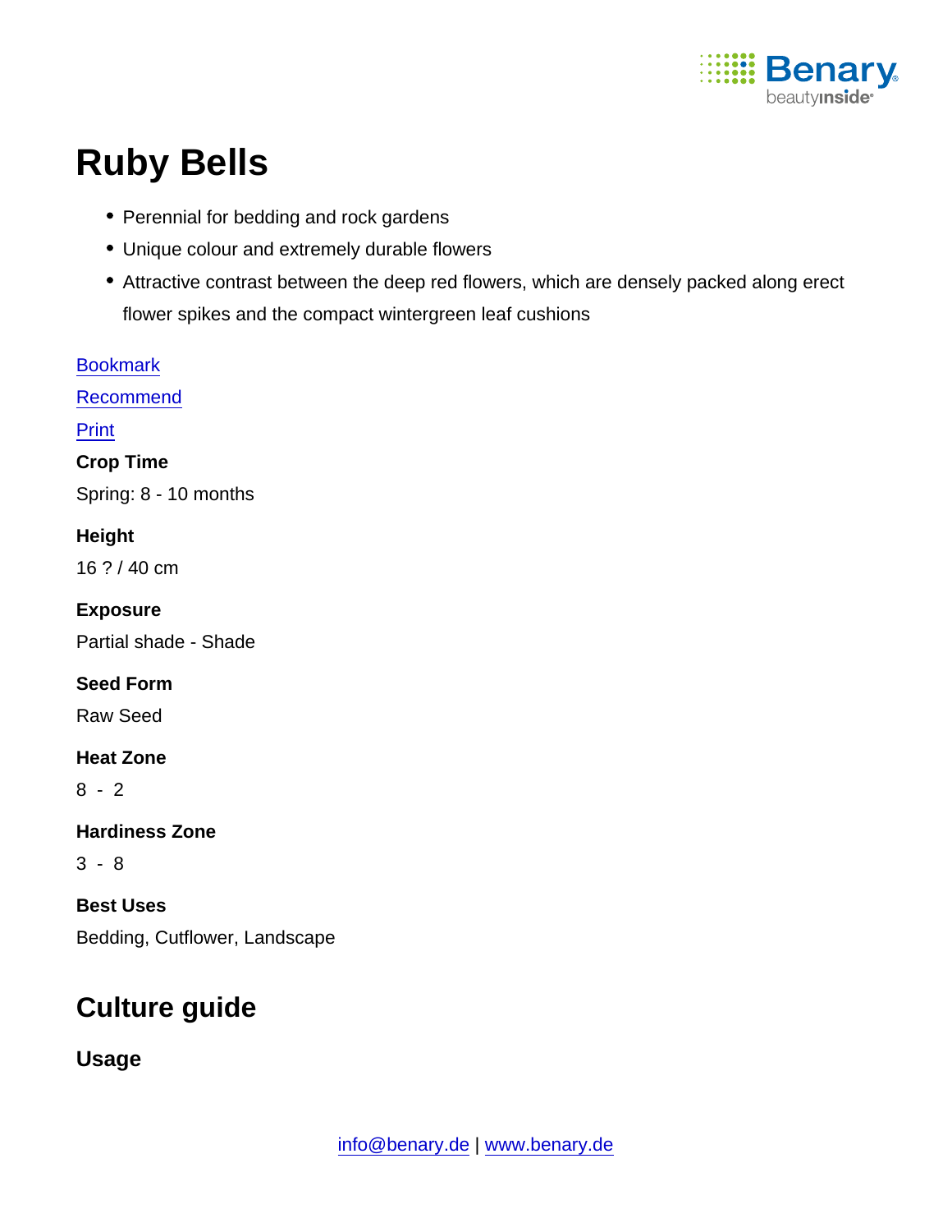# Ruby Bells

- Perennial for bedding and rock gardens
- Unique colour and extremely durable flowers
- Attractive contrast between the deep red flowers, which are densely packed along erect flower spikes and the compact wintergreen leaf cushions

Bookmark

Recommend

Print

**Crop Time**

Spring: 8 - 10 months

**Height**

16 ? / 40 cm

**Exposure**

Partial shade - Shade

**Seed Form**

Raw Seed

**Heat Zone**

8 - 2

**Hardiness Zone**

3 - 8

**Best Uses**

Bedding, Cutflower, Landscape

## Culture guide

### Usage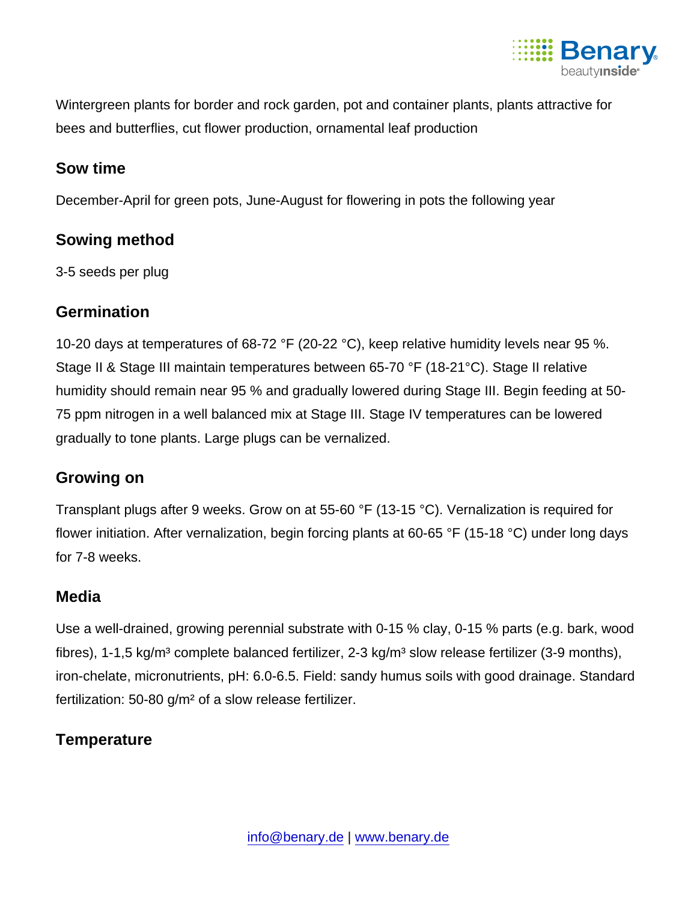Wintergreen plants for border and rock garden, pot and container plants, plants attractive for bees and butterflies, cut flower production, ornamental leaf production

## Sow time

December-April for green pots, June-August for flowering in pots the following year

## Sowing method

3-5 seeds per plug

## Germination

10-20 days at temperatures of 68-72 °F (20-22 °C), keep relative humidity levels near 95 %. Stage II & Stage III maintain temperatures between 65-70 °F (18-21°C). Stage II relative humidity should remain near 95 % and gradually lowered during Stage III. Begin feeding at 50-75 ppm nitrogen in a well balanced mix at Stage III. Stage IV temperatures can be lowered gradually to tone plants. Large plugs can be vernalized.

## Growing on

Transplant plugs after 9 weeks. Grow on at 55-60 °F (13-15 °C). Vernalization is required for flower initiation. After vernalization, begin forcing plants at 60-65 °F (15-18 °C) under long days for 7-8 weeks.

## Media

Use a well-drained, growing perennial substrate with 0-15 % clay, 0-15 % parts (e.g. bark, wood fibres), 1-1,5 kg/m³ complete balanced fertilizer, 2-3 kg/m³ slow release fertilizer (3-9 months), iron-chelate, micronutrients, pH: 6.0-6.5. Field: sandy humus soils with good drainage. Standard fertilization: 50-80 g/m² of a slow release fertilizer.

## Temperature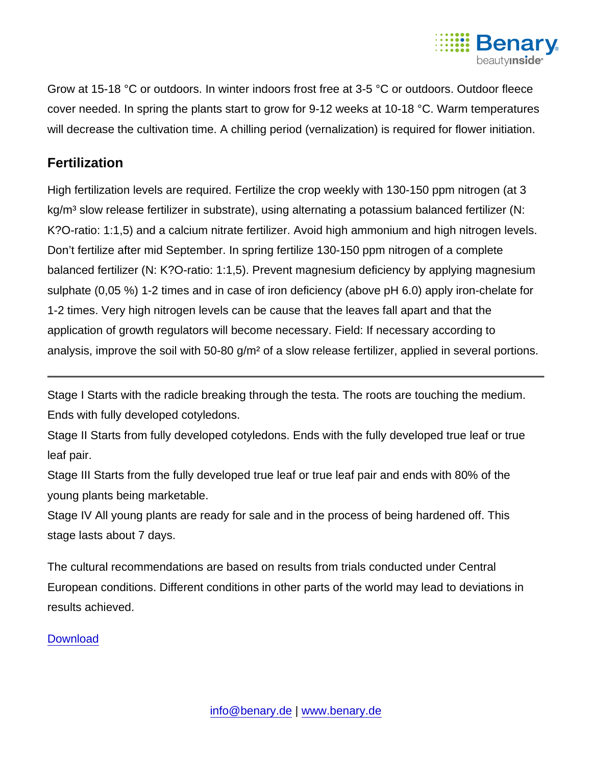Grow at 15-18 °C or outdoors. In winter indoors frost free at 3-5 °C or outdoors. Outdoor fleece cover needed. In spring the plants start to grow for 9-12 weeks at 10-18 °C. Warm temperatures will decrease the cultivation time. A chilling period (vernalization) is required for flower initiation.

## Fertilization

High fertilization levels are required. Fertilize the crop weekly with 130-150 ppm nitrogen (at 3 kg/m³ slow release fertilizer in substrate), using alternating a potassium balanced fertilizer (N: K?O-ratio: 1:1,5) and a calcium nitrate fertilizer. Avoid high ammonium and high nitrogen levels. Don't fertilize after mid September. In spring fertilize 130-150 ppm nitrogen of a complete balanced fertilizer (N: K?O-ratio: 1:1,5). Prevent magnesium deficiency by applying magnesium sulphate (0,05 %) 1-2 times and in case of iron deficiency (above pH 6.0) apply iron-chelate for 1-2 times. Very high nitrogen levels can be cause that the leaves fall apart and that the application of growth regulators will become necessary. Field: If necessary according to analysis, improve the soil with 50-80 g/m² of a slow release fertilizer, applied in several portions.

---

Stage I Starts with the radicle breaking through the testa. The roots are touching the medium. Ends with fully developed cotyledons.
Stage II Starts from fully developed cotyledons. Ends with the fully developed true leaf or true leaf pair.
Stage III Starts from the fully developed true leaf or true leaf pair and ends with 80% of the young plants being marketable.
Stage IV All young plants are ready for sale and in the process of being hardened off. This stage lasts about 7 days.

The cultural recommendations are based on results from trials conducted under Central European conditions. Different conditions in other parts of the world may lead to deviations in results achieved.

Download

info@benary.de | www.benary.de